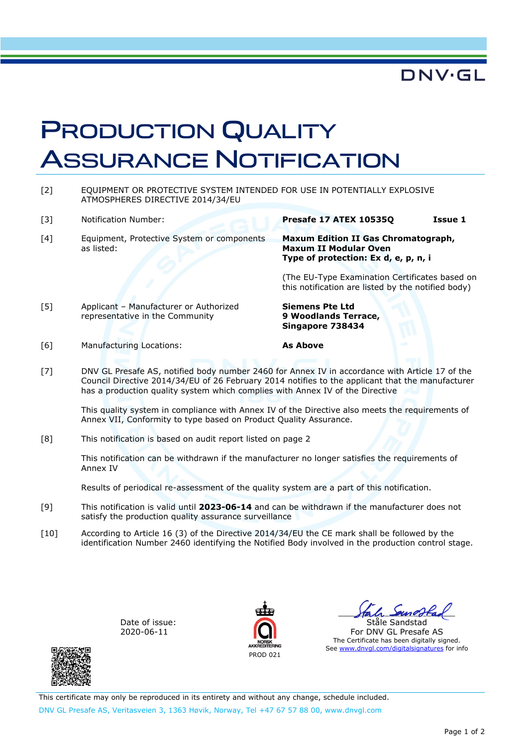DNV·GL

# PRODUCTION QUALITY ASSURANCE NOTIFICATION

| | | |
|---|---|---|
| [2] | EQUIPMENT OR PROTECTIVE SYSTEM INTENDED FOR USE IN POTENTIALLY EXPLOSIVE ATMOSPHERES DIRECTIVE 2014/34/EU | |
| [3] | Notification Number: | **Presafe 17 ATEX 10535Q** **Issue 1** |
| [4] | Equipment, Protective System or components as listed: | **Maxum Edition II Gas Chromatograph, Maxum II Modular Oven** **Type of protection: Ex d, e, p, n, i** <br><br> (The EU-Type Examination Certificates based on this notification are listed by the notified body) |
| [5] | Applicant – Manufacturer or Authorized representative in the Community | **Siemens Pte Ltd** **9 Woodlands Terrace,** **Singapore 738434** |
| [6] | Manufacturing Locations: | **As Above** |

[7] DNV GL Presafe AS, notified body number 2460 for Annex IV in accordance with Article 17 of the Council Directive 2014/34/EU of 26 February 2014 notifies to the applicant that the manufacturer has a production quality system which complies with Annex IV of the Directive

This quality system in compliance with Annex IV of the Directive also meets the requirements of Annex VII, Conformity to type based on Product Quality Assurance.

[8] This notification is based on audit report listed on page 2

This notification can be withdrawn if the manufacturer no longer satisfies the requirements of Annex IV

Results of periodical re-assessment of the quality system are a part of this notification.

[9] This notification is valid until **2023-06-14** and can be withdrawn if the manufacturer does not satisfy the production quality assurance surveillance

[10] According to Article 16 (3) of the Directive 2014/34/EU the CE mark shall be followed by the identification Number 2460 identifying the Notified Body involved in the production control stage.

Date of issue:
2020-06-11

NORSK AKKREDITERING
PROD 021

Ståle Sandstad
For DNV GL Presafe AS
The Certificate has been digitally signed.
See www.dnvgl.com/digitalsignatures for info

This certificate may only be reproduced in its entirety and without any change, schedule included.

DNV GL Presafe AS, Veritasveien 3, 1363 Høvik, Norway, Tel +47 67 57 88 00, www.dnvgl.com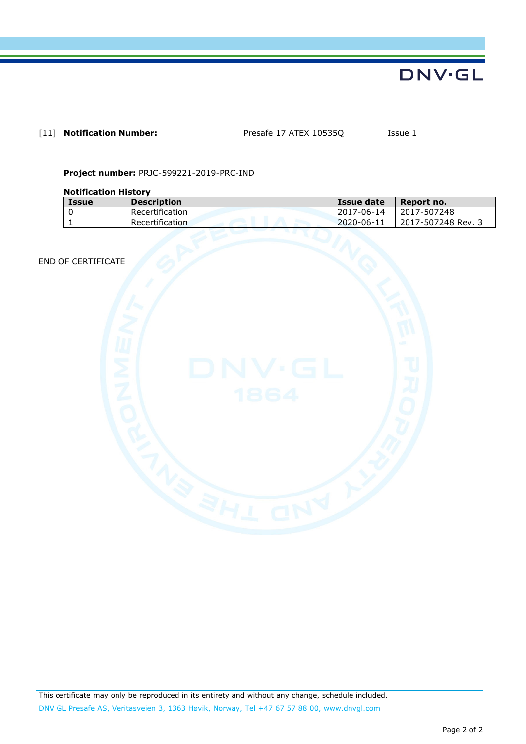[11] **Notification Number:** Presafe 17 ATEX 10535Q Issue 1

**Project number:** PRJC-599221-2019-PRC-IND

**Notification History**

| Issue | Description | Issue date | Report no. |
|---|---|---|---|
| 0 | Recertification | 2017-06-14 | 2017-507248 |
| 1 | Recertification | 2020-06-11 | 2017-507248 Rev. 3 |

END OF CERTIFICATE

This certificate may only be reproduced in its entirety and without any change, schedule included.

DNV GL Presafe AS, Veritasveien 3, 1363 Høvik, Norway, Tel +47 67 57 88 00, www.dnvgl.com